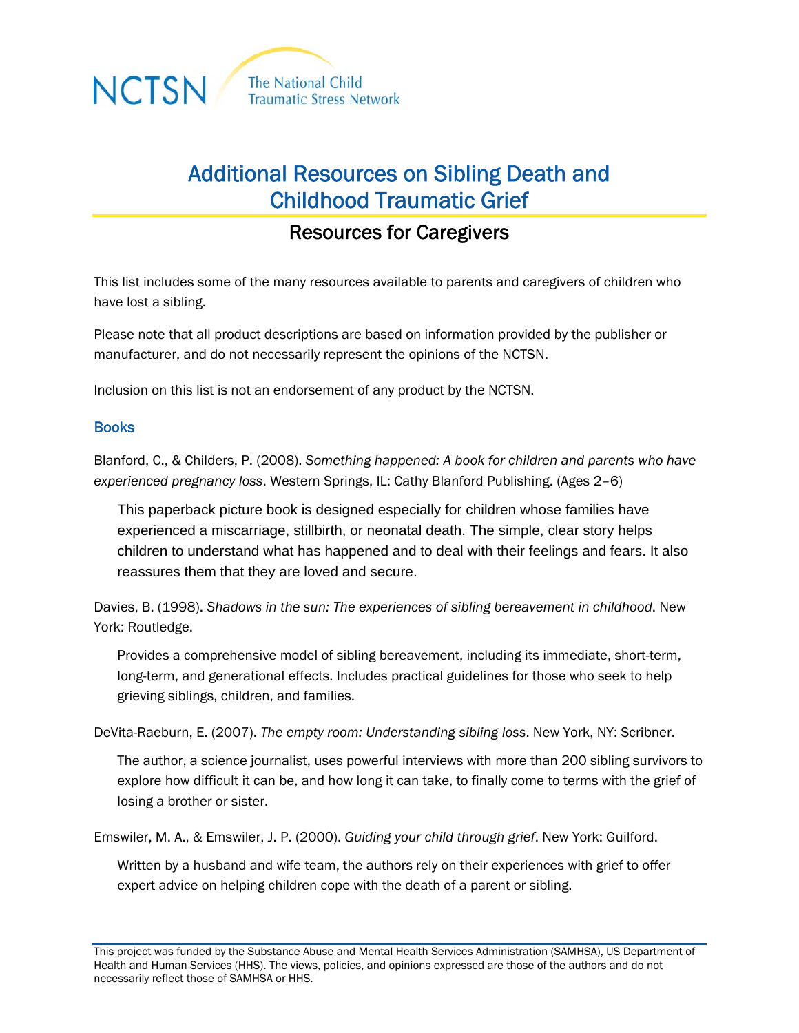NCTSN The National Child Traumatic Stress Network

# Additional Resources on Sibling Death and Childhood Traumatic Grief

## Resources for Caregivers

This list includes some of the many resources available to parents and caregivers of children who have lost a sibling.

Please note that all product descriptions are based on information provided by the publisher or manufacturer, and do not necessarily represent the opinions of the NCTSN.

Inclusion on this list is not an endorsement of any product by the NCTSN.

### Books

Blanford, C., & Childers, P. (2008). *Something happened: A book for children and parents who have experienced pregnancy loss*. Western Springs, IL: Cathy Blanford Publishing. (Ages 2–6)

> This paperback picture book is designed especially for children whose families have experienced a miscarriage, stillbirth, or neonatal death. The simple, clear story helps children to understand what has happened and to deal with their feelings and fears. It also reassures them that they are loved and secure.

Davies, B. (1998). *Shadows in the sun: The experiences of sibling bereavement in childhood*. New York: Routledge.

> Provides a comprehensive model of sibling bereavement, including its immediate, short-term, long-term, and generational effects. Includes practical guidelines for those who seek to help grieving siblings, children, and families.

DeVita-Raeburn, E. (2007). *The empty room: Understanding sibling loss*. New York, NY: Scribner.

> The author, a science journalist, uses powerful interviews with more than 200 sibling survivors to explore how difficult it can be, and how long it can take, to finally come to terms with the grief of losing a brother or sister.

Emswiler, M. A., & Emswiler, J. P. (2000). *Guiding your child through grief*. New York: Guilford.

> Written by a husband and wife team, the authors rely on their experiences with grief to offer expert advice on helping children cope with the death of a parent or sibling.

This project was funded by the Substance Abuse and Mental Health Services Administration (SAMHSA), US Department of Health and Human Services (HHS). The views, policies, and opinions expressed are those of the authors and do not necessarily reflect those of SAMHSA or HHS.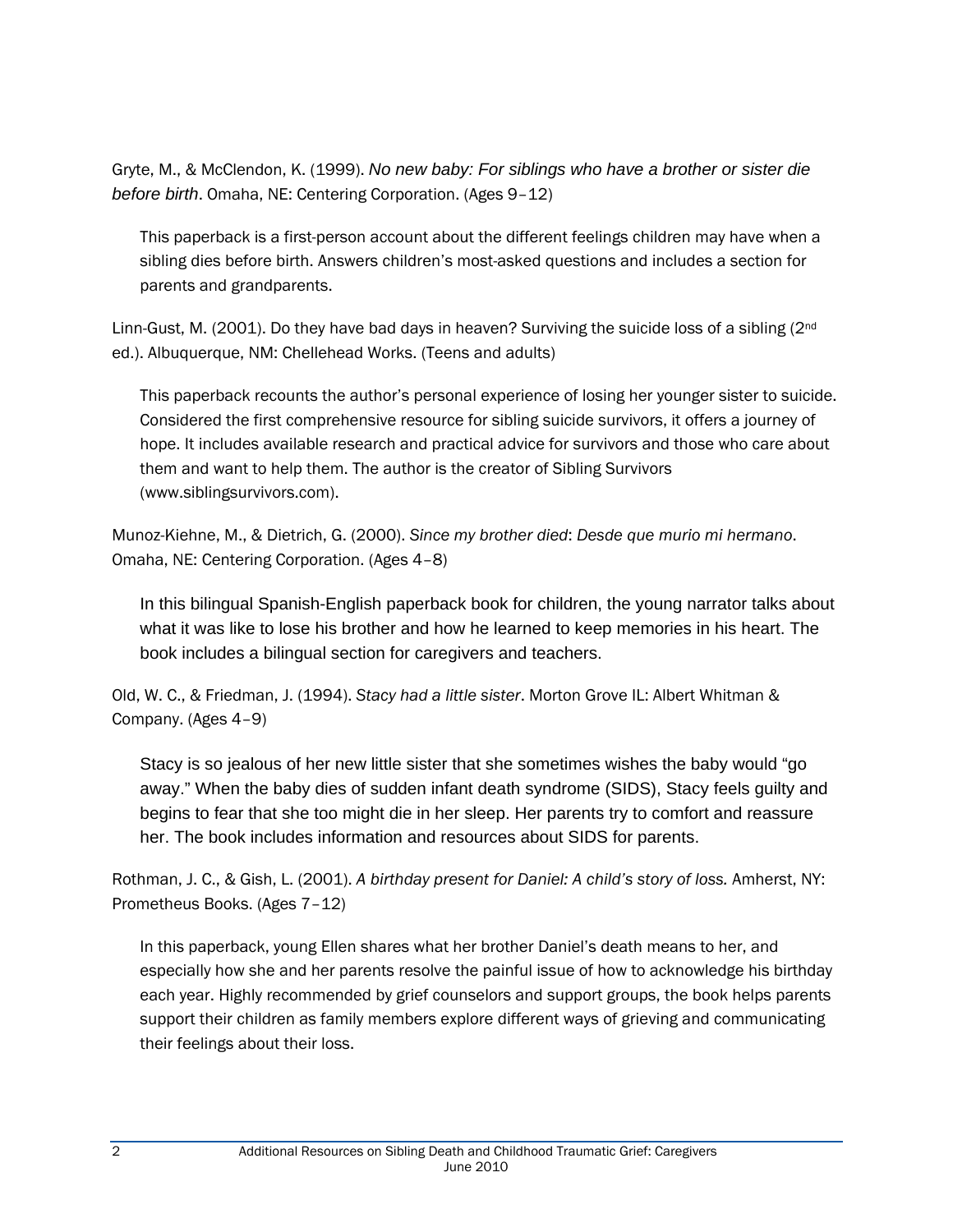Gryte, M., & McClendon, K. (1999). *No new baby: For siblings who have a brother or sister die before birth*. Omaha, NE: Centering Corporation. (Ages 9–12)

> This paperback is a first-person account about the different feelings children may have when a sibling dies before birth. Answers children's most-asked questions and includes a section for parents and grandparents.

Linn-Gust, M. (2001). Do they have bad days in heaven? Surviving the suicide loss of a sibling (2nd ed.). Albuquerque, NM: Chellehead Works. (Teens and adults)

> This paperback recounts the author's personal experience of losing her younger sister to suicide. Considered the first comprehensive resource for sibling suicide survivors, it offers a journey of hope. It includes available research and practical advice for survivors and those who care about them and want to help them. The author is the creator of Sibling Survivors (www.siblingsurvivors.com).

Munoz-Kiehne, M., & Dietrich, G. (2000). *Since my brother died*: *Desde que murio mi hermano*. Omaha, NE: Centering Corporation. (Ages 4–8)

> In this bilingual Spanish-English paperback book for children, the young narrator talks about what it was like to lose his brother and how he learned to keep memories in his heart. The book includes a bilingual section for caregivers and teachers.

Old, W. C., & Friedman, J. (1994). *Stacy had a little sister*. Morton Grove IL: Albert Whitman & Company. (Ages 4–9)

> Stacy is so jealous of her new little sister that she sometimes wishes the baby would "go away." When the baby dies of sudden infant death syndrome (SIDS), Stacy feels guilty and begins to fear that she too might die in her sleep. Her parents try to comfort and reassure her. The book includes information and resources about SIDS for parents.

Rothman, J. C., & Gish, L. (2001). *A birthday present for Daniel: A child's story of loss.* Amherst, NY: Prometheus Books. (Ages 7–12)

> In this paperback, young Ellen shares what her brother Daniel's death means to her, and especially how she and her parents resolve the painful issue of how to acknowledge his birthday each year. Highly recommended by grief counselors and support groups, the book helps parents support their children as family members explore different ways of grieving and communicating their feelings about their loss.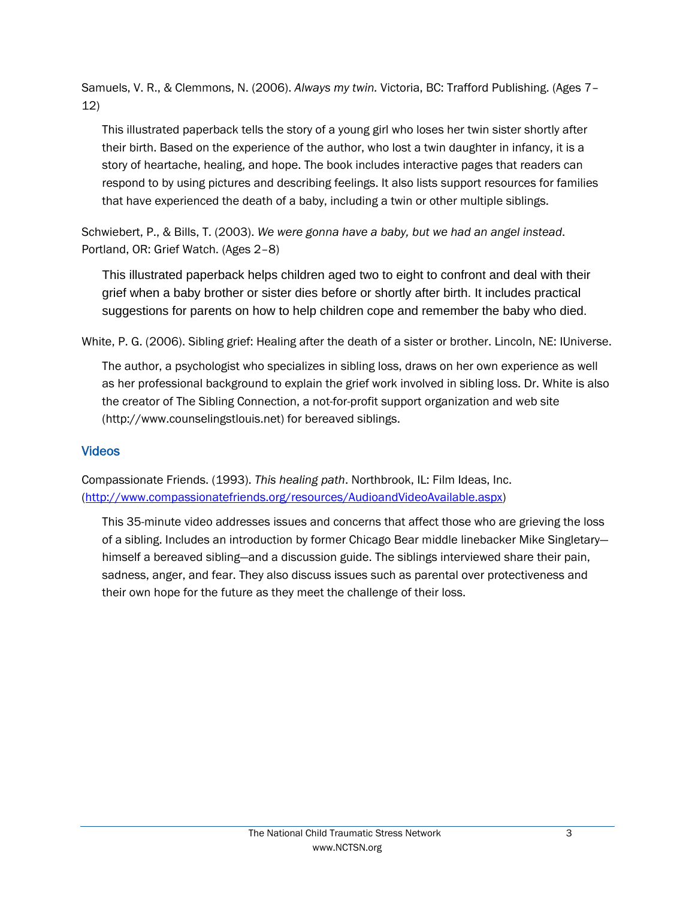Samuels, V. R., & Clemmons, N. (2006). *Always my twin.* Victoria, BC: Trafford Publishing. (Ages 7–12)

This illustrated paperback tells the story of a young girl who loses her twin sister shortly after their birth. Based on the experience of the author, who lost a twin daughter in infancy, it is a story of heartache, healing, and hope. The book includes interactive pages that readers can respond to by using pictures and describing feelings. It also lists support resources for families that have experienced the death of a baby, including a twin or other multiple siblings.

Schwiebert, P., & Bills, T. (2003). *We were gonna have a baby, but we had an angel instead*. Portland, OR: Grief Watch. (Ages 2–8)

This illustrated paperback helps children aged two to eight to confront and deal with their grief when a baby brother or sister dies before or shortly after birth. It includes practical suggestions for parents on how to help children cope and remember the baby who died.

White, P. G. (2006). Sibling grief: Healing after the death of a sister or brother. Lincoln, NE: IUniverse.

The author, a psychologist who specializes in sibling loss, draws on her own experience as well as her professional background to explain the grief work involved in sibling loss. Dr. White is also the creator of The Sibling Connection, a not-for-profit support organization and web site (http://www.counselingstlouis.net) for bereaved siblings.

## Videos

Compassionate Friends. (1993). *This healing path*. Northbrook, IL: Film Ideas, Inc. (http://www.compassionatefriends.org/resources/AudioandVideoAvailable.aspx)

This 35-minute video addresses issues and concerns that affect those who are grieving the loss of a sibling. Includes an introduction by former Chicago Bear middle linebacker Mike Singletary—himself a bereaved sibling—and a discussion guide. The siblings interviewed share their pain, sadness, anger, and fear. They also discuss issues such as parental over protectiveness and their own hope for the future as they meet the challenge of their loss.